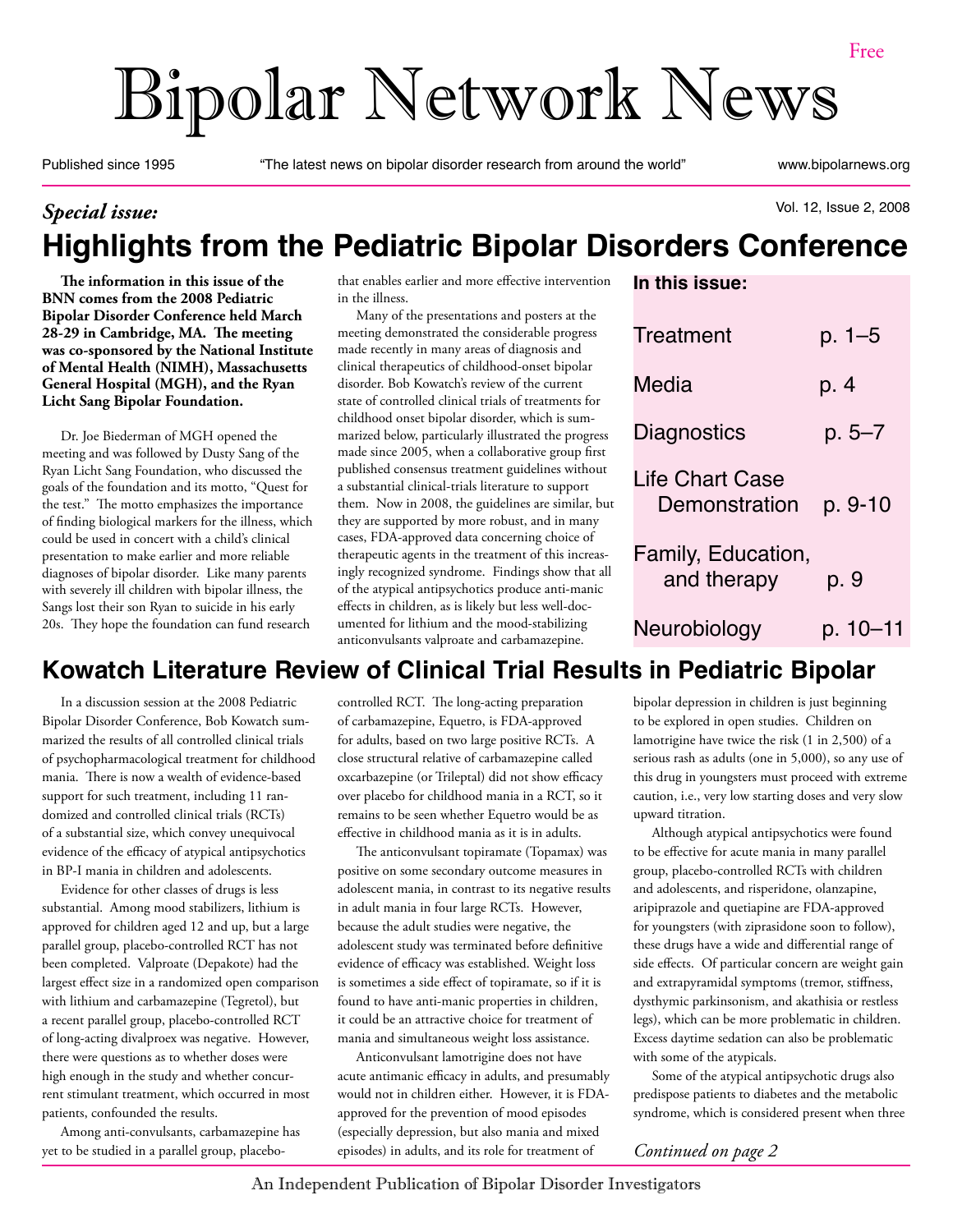Free

# Bipolar Network News

Published since 1995 | "The latest news on bipolar disorder research from around the world" | www.bipolarnews.org

***Special issue:***

Vol. 12, Issue 2, 2008

## Highlights from the Pediatric Bipolar Disorders Conference

**The information in this issue of the BNN comes from the 2008 Pediatric Bipolar Disorder Conference held March 28-29 in Cambridge, MA. The meeting was co-sponsored by the National Institute of Mental Health (NIMH), Massachusetts General Hospital (MGH), and the Ryan Licht Sang Bipolar Foundation.**

Dr. Joe Biederman of MGH opened the meeting and was followed by Dusty Sang of the Ryan Licht Sang Foundation, who discussed the goals of the foundation and its motto, "Quest for the test." The motto emphasizes the importance of finding biological markers for the illness, which could be used in concert with a child's clinical presentation to make earlier and more reliable diagnoses of bipolar disorder. Like many parents with severely ill children with bipolar illness, the Sangs lost their son Ryan to suicide in his early 20s. They hope the foundation can fund research that enables earlier and more effective intervention in the illness.

Many of the presentations and posters at the meeting demonstrated the considerable progress made recently in many areas of diagnosis and clinical therapeutics of childhood-onset bipolar disorder. Bob Kowatch's review of the current state of controlled clinical trials of treatments for childhood onset bipolar disorder, which is summarized below, particularly illustrated the progress made since 2005, when a collaborative group first published consensus treatment guidelines without a substantial clinical-trials literature to support them. Now in 2008, the guidelines are similar, but they are supported by more robust, and in many cases, FDA-approved data concerning choice of therapeutic agents in the treatment of this increasingly recognized syndrome. Findings show that all of the atypical antipsychotics produce anti-manic effects in children, as is likely but less well-documented for lithium and the mood-stabilizing anticonvulsants valproate and carbamazepine.

**In this issue:**

| | |
|---|---|
| Treatment | p. 1–5 |
| Media | p. 4 |
| Diagnostics | p. 5–7 |
| Life Chart Case Demonstration | p. 9-10 |
| Family, Education, and therapy | p. 9 |
| Neurobiology | p. 10–11 |

## Kowatch Literature Review of Clinical Trial Results in Pediatric Bipolar

In a discussion session at the 2008 Pediatric Bipolar Disorder Conference, Bob Kowatch summarized the results of all controlled clinical trials of psychopharmacological treatment for childhood mania. There is now a wealth of evidence-based support for such treatment, including 11 randomized and controlled clinical trials (RCTs) of a substantial size, which convey unequivocal evidence of the efficacy of atypical antipsychotics in BP-I mania in children and adolescents.

Evidence for other classes of drugs is less substantial. Among mood stabilizers, lithium is approved for children aged 12 and up, but a large parallel group, placebo-controlled RCT has not been completed. Valproate (Depakote) had the largest effect size in a randomized open comparison with lithium and carbamazepine (Tegretol), but a recent parallel group, placebo-controlled RCT of long-acting divalproex was negative. However, there were questions as to whether doses were high enough in the study and whether concurrent stimulant treatment, which occurred in most patients, confounded the results.

Among anti-convulsants, carbamazepine has yet to be studied in a parallel group, placebo-controlled RCT. The long-acting preparation of carbamazepine, Equetro, is FDA-approved for adults, based on two large positive RCTs. A close structural relative of carbamazepine called oxcarbazepine (or Trileptal) did not show efficacy over placebo for childhood mania in a RCT, so it remains to be seen whether Equetro would be as effective in childhood mania as it is in adults.

The anticonvulsant topiramate (Topamax) was positive on some secondary outcome measures in adolescent mania, in contrast to its negative results in adult mania in four large RCTs. However, because the adult studies were negative, the adolescent study was terminated before definitive evidence of efficacy was established. Weight loss is sometimes a side effect of topiramate, so if it is found to have anti-manic properties in children, it could be an attractive choice for treatment of mania and simultaneous weight loss assistance.

Anticonvulsant lamotrigine does not have acute antimanic efficacy in adults, and presumably would not in children either. However, it is FDA-approved for the prevention of mood episodes (especially depression, but also mania and mixed episodes) in adults, and its role for treatment of bipolar depression in children is just beginning to be explored in open studies. Children on lamotrigine have twice the risk (1 in 2,500) of a serious rash as adults (one in 5,000), so any use of this drug in youngsters must proceed with extreme caution, i.e., very low starting doses and very slow upward titration.

Although atypical antipsychotics were found to be effective for acute mania in many parallel group, placebo-controlled RCTs with children and adolescents, and risperidone, olanzapine, aripiprazole and quetiapine are FDA-approved for youngsters (with ziprasidone soon to follow), these drugs have a wide and differential range of side effects. Of particular concern are weight gain and extrapyramidal symptoms (tremor, stiffness, dysthymic parkinsonism, and akathisia or restless legs), which can be more problematic in children. Excess daytime sedation can also be problematic with some of the atypicals.

Some of the atypical antipsychotic drugs also predispose patients to diabetes and the metabolic syndrome, which is considered present when three

*Continued on page 2*

An Independent Publication of Bipolar Disorder Investigators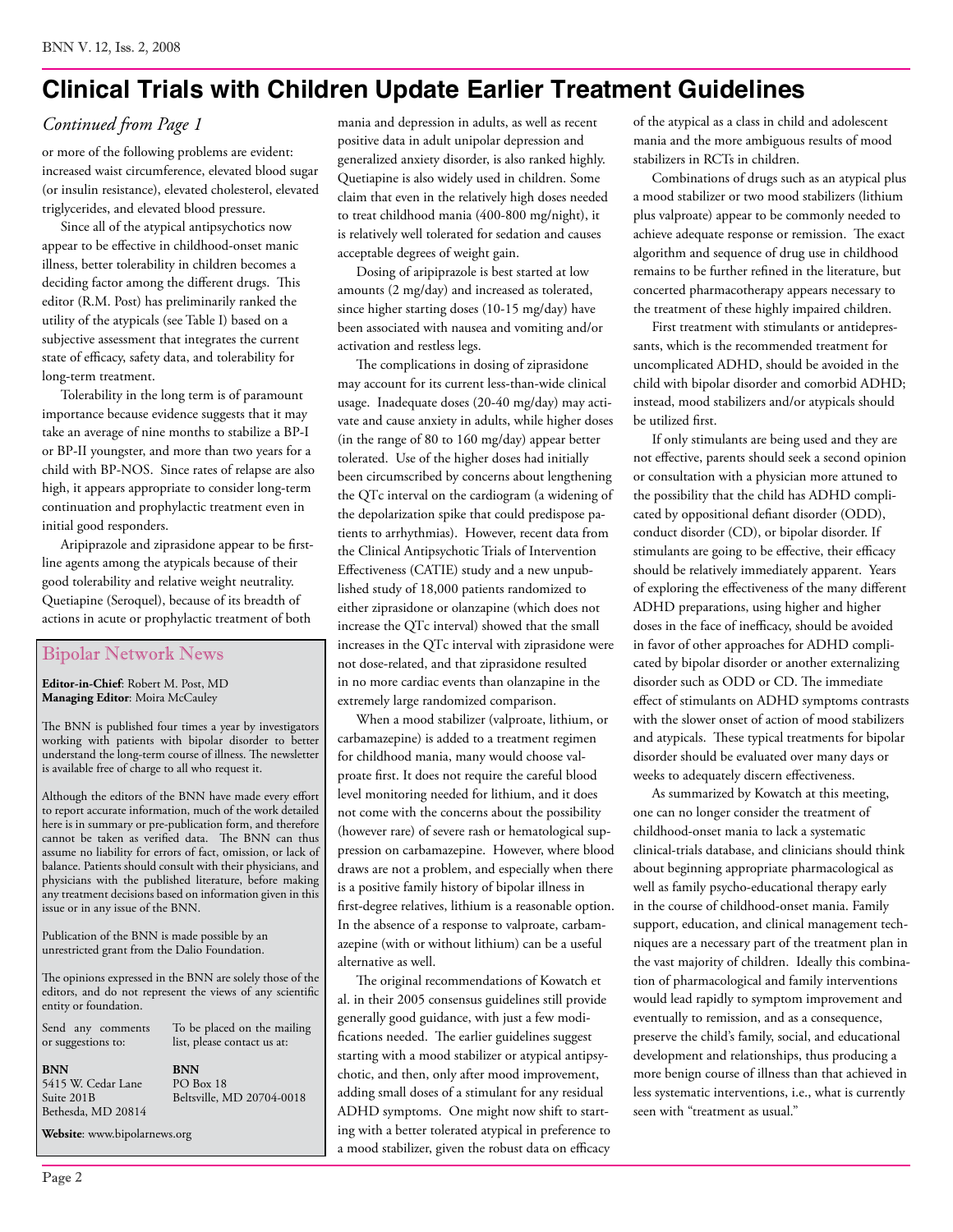# Clinical Trials with Children Update Earlier Treatment Guidelines

*Continued from Page 1*

or more of the following problems are evident: increased waist circumference, elevated blood sugar (or insulin resistance), elevated cholesterol, elevated triglycerides, and elevated blood pressure.

Since all of the atypical antipsychotics now appear to be effective in childhood-onset manic illness, better tolerability in children becomes a deciding factor among the different drugs. This editor (R.M. Post) has preliminarily ranked the utility of the atypicals (see Table I) based on a subjective assessment that integrates the current state of efficacy, safety data, and tolerability for long-term treatment.

Tolerability in the long term is of paramount importance because evidence suggests that it may take an average of nine months to stabilize a BP-I or BP-II youngster, and more than two years for a child with BP-NOS. Since rates of relapse are also high, it appears appropriate to consider long-term continuation and prophylactic treatment even in initial good responders.

Aripiprazole and ziprasidone appear to be first-line agents among the atypicals because of their good tolerability and relative weight neutrality. Quetiapine (Seroquel), because of its breadth of actions in acute or prophylactic treatment of both mania and depression in adults, as well as recent positive data in adult unipolar depression and generalized anxiety disorder, is also ranked highly. Quetiapine is also widely used in children. Some claim that even in the relatively high doses needed to treat childhood mania (400-800 mg/night), it is relatively well tolerated for sedation and causes acceptable degrees of weight gain.

Dosing of aripiprazole is best started at low amounts (2 mg/day) and increased as tolerated, since higher starting doses (10-15 mg/day) have been associated with nausea and vomiting and/or activation and restless legs.

The complications in dosing of ziprasidone may account for its current less-than-wide clinical usage. Inadequate doses (20-40 mg/day) may activate and cause anxiety in adults, while higher doses (in the range of 80 to 160 mg/day) appear better tolerated. Use of the higher doses had initially been circumscribed by concerns about lengthening the QTc interval on the cardiogram (a widening of the depolarization spike that could predispose patients to arrhythmias). However, recent data from the Clinical Antipsychotic Trials of Intervention Effectiveness (CATIE) study and a new unpublished study of 18,000 patients randomized to either ziprasidone or olanzapine (which does not increase the QTc interval) showed that the small increases in the QTc interval with ziprasidone were not dose-related, and that ziprasidone resulted in no more cardiac events than olanzapine in the extremely large randomized comparison.

When a mood stabilizer (valproate, lithium, or carbamazepine) is added to a treatment regimen for childhood mania, many would choose valproate first. It does not require the careful blood level monitoring needed for lithium, and it does not come with the concerns about the possibility (however rare) of severe rash or hematological suppression on carbamazepine. However, where blood draws are not a problem, and especially when there is a positive family history of bipolar illness in first-degree relatives, lithium is a reasonable option. In the absence of a response to valproate, carbamazepine (with or without lithium) can be a useful alternative as well.

The original recommendations of Kowatch et al. in their 2005 consensus guidelines still provide generally good guidance, with just a few modifications needed. The earlier guidelines suggest starting with a mood stabilizer or atypical antipsychotic, and then, only after mood improvement, adding small doses of a stimulant for any residual ADHD symptoms. One might now shift to starting with a better tolerated atypical in preference to a mood stabilizer, given the robust data on efficacy of the atypical as a class in child and adolescent mania and the more ambiguous results of mood stabilizers in RCTs in children.

Combinations of drugs such as an atypical plus a mood stabilizer or two mood stabilizers (lithium plus valproate) appear to be commonly needed to achieve adequate response or remission. The exact algorithm and sequence of drug use in childhood remains to be further refined in the literature, but concerted pharmacotherapy appears necessary to the treatment of these highly impaired children.

First treatment with stimulants or antidepressants, which is the recommended treatment for uncomplicated ADHD, should be avoided in the child with bipolar disorder and comorbid ADHD; instead, mood stabilizers and/or atypicals should be utilized first.

If only stimulants are being used and they are not effective, parents should seek a second opinion or consultation with a physician more attuned to the possibility that the child has ADHD complicated by oppositional defiant disorder (ODD), conduct disorder (CD), or bipolar disorder. If stimulants are going to be effective, their efficacy should be relatively immediately apparent. Years of exploring the effectiveness of the many different ADHD preparations, using higher and higher doses in the face of inefficacy, should be avoided in favor of other approaches for ADHD complicated by bipolar disorder or another externalizing disorder such as ODD or CD. The immediate effect of stimulants on ADHD symptoms contrasts with the slower onset of action of mood stabilizers and atypicals. These typical treatments for bipolar disorder should be evaluated over many days or weeks to adequately discern effectiveness.

As summarized by Kowatch at this meeting, one can no longer consider the treatment of childhood-onset mania to lack a systematic clinical-trials database, and clinicians should think about beginning appropriate pharmacological as well as family psycho-educational therapy early in the course of childhood-onset mania. Family support, education, and clinical management techniques are a necessary part of the treatment plan in the vast majority of children. Ideally this combination of pharmacological and family interventions would lead rapidly to symptom improvement and eventually to remission, and as a consequence, preserve the child's family, social, and educational development and relationships, thus producing a more benign course of illness than that achieved in less systematic interventions, i.e., what is currently seen with "treatment as usual."

---

## Bipolar Network News

**Editor-in-Chief**: Robert M. Post, MD
**Managing Editor**: Moira McCauley

The BNN is published four times a year by investigators working with patients with bipolar disorder to better understand the long-term course of illness. The newsletter is available free of charge to all who request it.

Although the editors of the BNN have made every effort to report accurate information, much of the work detailed here is in summary or pre-publication form, and therefore cannot be taken as verified data. The BNN can thus assume no liability for errors of fact, omission, or lack of balance. Patients should consult with their physicians, and physicians with the published literature, before making any treatment decisions based on information given in this issue or in any issue of the BNN.

Publication of the BNN is made possible by an unrestricted grant from the Dalio Foundation.

The opinions expressed in the BNN are solely those of the editors, and do not represent the views of any scientific entity or foundation.

Send any comments or suggestions to:

**BNN**
5415 W. Cedar Lane
Suite 201B
Bethesda, MD 20814

To be placed on the mailing list, please contact us at:

**BNN**
PO Box 18
Beltsville, MD 20704-0018

**Website**: www.bipolarnews.org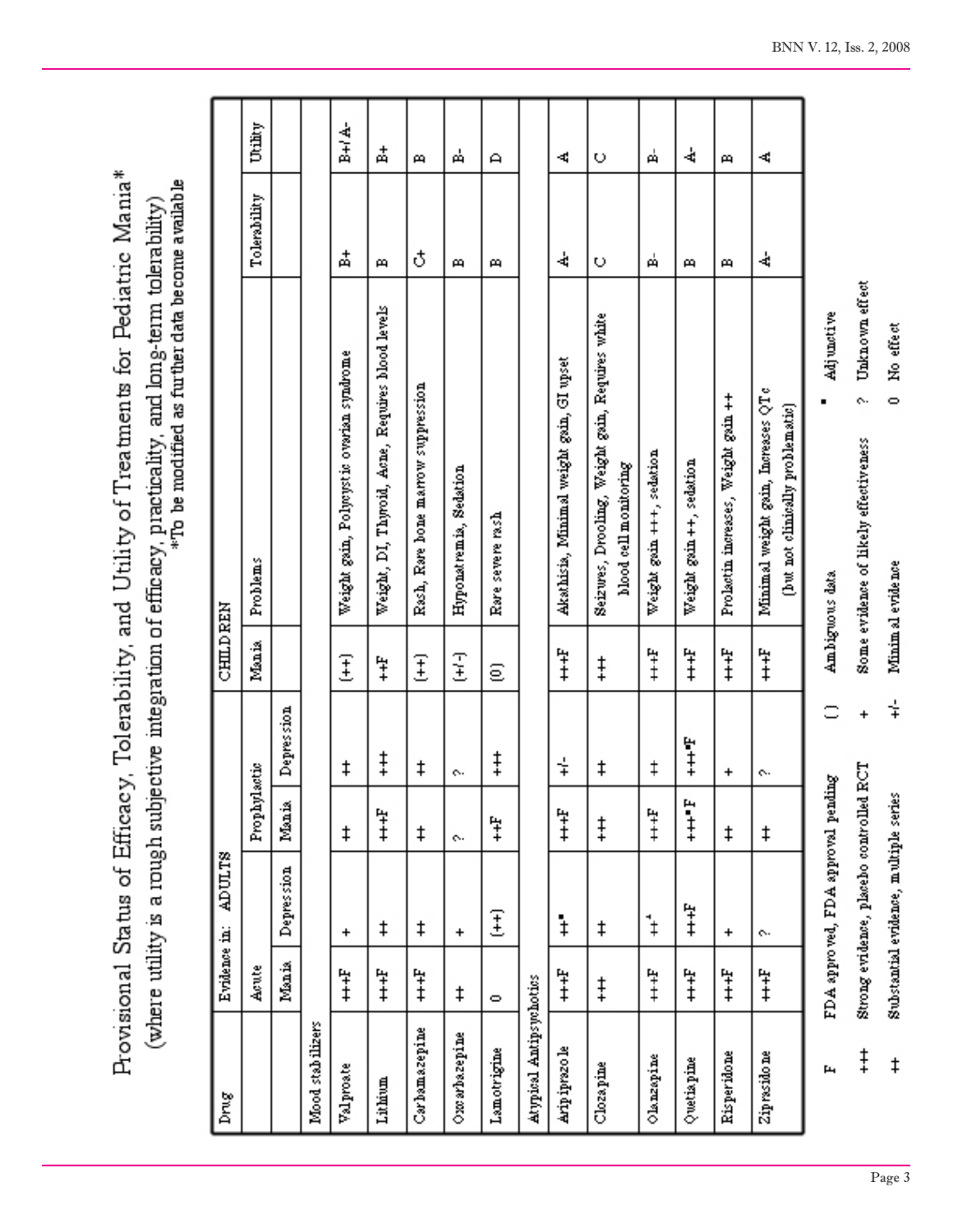# Provisional Status of Efficacy, Tolerability, and Utility of Treatments for Pediatric Mania*

(where utility is a rough subjective integration of efficacy, practicality, and long-term tolerability)

*To be modified as further data become available

| Drug | Evidence in: ADULTS | | | | CHILDREN | | | |
|---|---|---|---|---|---|---|---|---|
| | Acute | | Prophylactic | | Mania | Problems | Tolerability | Utility |
| | Mania | Depression | Mania | Depression | | | | |
| **Mood stabilizers** | | | | | | | | |
| Valproate | +++F | + | ++ | ++ | (++) | Weight gain, Polycystic ovarian syndrome | B+ | B+/A- |
| Lithium | +++F | ++ | +++F | +++ | ++F | Weight, DI, Thyroid, Acne, Requires blood levels | B | B+ |
| Carbamazepine | +++F | ++ | ++ | ++ | (++) | Rash, Rare bone marrow suppression | C+ | B |
| Oxcarbazepine | ++ | + | ? | ? | (+/-) | Hyponatremia, Sedation | B | B- |
| Lamotrigine | 0 | (++) | ++F | +++ | (0) | Rare severe rash | B | D |
| **Atypical Antipsychotics** | | | | | | | | |
| Aripiprazole | +++F | ++▪ | +++F | +/- | +++F | Akathisia, Minimal weight gain, GI upset | A- | A |
| Clozapine | +++ | ++ | +++ | ++ | +++ | Seizures, Drooling, Weight gain, Requires white blood cell monitoring | C | C |
| Olanzapine | +++F | ++▴ | +++F | ++ | +++F | Weight gain +++, sedation | B- | B- |
| Quetiapine | +++F | +++F | +++▪F | +++▪F | +++F | Weight gain ++, sedation | B | A- |
| Risperidone | +++F | + | ++ | + | +++F | Prolactin increases, Weight gain ++ | B | B |
| Ziprasidone | +++F | ? | ++ | ? | +++F | Minimal weight gain, Increases QTc (but not clinically problematic) | A- | A |

| Symbol | Meaning | Symbol | Meaning | Symbol | Meaning |
|---|---|---|---|---|---|
| F | FDA approved, FDA approval pending | ( ) | Ambiguous data | ▪ | Adjunctive |
| +++ | Strong evidence, placebo controlled RCT | + | Some evidence of likely effectiveness | ? | Unknown effect |
| ++ | Substantial evidence, multiple series | +/- | Minimal evidence | 0 | No effect |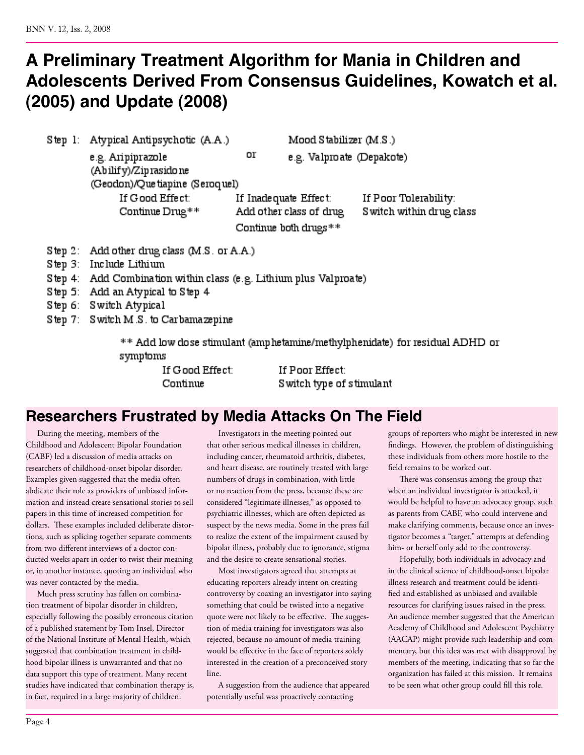# A Preliminary Treatment Algorithm for Mania in Children and Adolescents Derived From Consensus Guidelines, Kowatch et al. (2005) and Update (2008)

Step 1: Atypical Antipsychotic (A.A.) e.g. Aripiprazole (Abilify)/Ziprasidone (Geodon)/Quetiapine (Seroquel) **or** Mood Stabilizer (M.S.) e.g. Valproate (Depakote)

| If Good Effect: | If Inadequate Effect: | If Poor Tolerability: |
|---|---|---|
| Continue Drug** | Add other class of drug Continue both drugs** | Switch within drug class |

Step 2: Add other drug class (M.S. or A.A.)

Step 3: Include Lithium

Step 4: Add Combination within class (e.g. Lithium plus Valproate)

Step 5: Add an Atypical to Step 4

Step 6: Switch Atypical

Step 7: Switch M.S. to Carbamazepine

** Add low dose stimulant (amphetamine/methylphenidate) for residual ADHD or symptoms

| If Good Effect: | If Poor Effect: |
|---|---|
| Continue | Switch type of stimulant |

## Researchers Frustrated by Media Attacks On The Field

During the meeting, members of the Childhood and Adolescent Bipolar Foundation (CABF) led a discussion of media attacks on researchers of childhood-onset bipolar disorder. Examples given suggested that the media often abdicate their role as providers of unbiased information and instead create sensational stories to sell papers in this time of increased competition for dollars. These examples included deliberate distortions, such as splicing together separate comments from two different interviews of a doctor conducted weeks apart in order to twist their meaning or, in another instance, quoting an individual who was never contacted by the media.

Much press scrutiny has fallen on combination treatment of bipolar disorder in children, especially following the possibly erroneous citation of a published statement by Tom Insel, Director of the National Institute of Mental Health, which suggested that combination treatment in childhood bipolar illness is unwarranted and that no data support this type of treatment. Many recent studies have indicated that combination therapy is, in fact, required in a large majority of children.

Investigators in the meeting pointed out that other serious medical illnesses in children, including cancer, rheumatoid arthritis, diabetes, and heart disease, are routinely treated with large numbers of drugs in combination, with little or no reaction from the press, because these are considered "legitimate illnesses," as opposed to psychiatric illnesses, which are often depicted as suspect by the news media. Some in the press fail to realize the extent of the impairment caused by bipolar illness, probably due to ignorance, stigma and the desire to create sensational stories.

Most investigators agreed that attempts at educating reporters already intent on creating controversy by coaxing an investigator into saying something that could be twisted into a negative quote were not likely to be effective. The suggestion of media training for investigators was also rejected, because no amount of media training would be effective in the face of reporters solely interested in the creation of a preconceived story line.

A suggestion from the audience that appeared potentially useful was proactively contacting groups of reporters who might be interested in new findings. However, the problem of distinguishing these individuals from others more hostile to the field remains to be worked out.

There was consensus among the group that when an individual investigator is attacked, it would be helpful to have an advocacy group, such as parents from CABF, who could intervene and make clarifying comments, because once an investigator becomes a "target," attempts at defending him- or herself only add to the controversy.

Hopefully, both individuals in advocacy and in the clinical science of childhood-onset bipolar illness research and treatment could be identified and established as unbiased and available resources for clarifying issues raised in the press. An audience member suggested that the American Academy of Childhood and Adolescent Psychiatry (AACAP) might provide such leadership and commentary, but this idea was met with disapproval by members of the meeting, indicating that so far the organization has failed at this mission. It remains to be seen what other group could fill this role.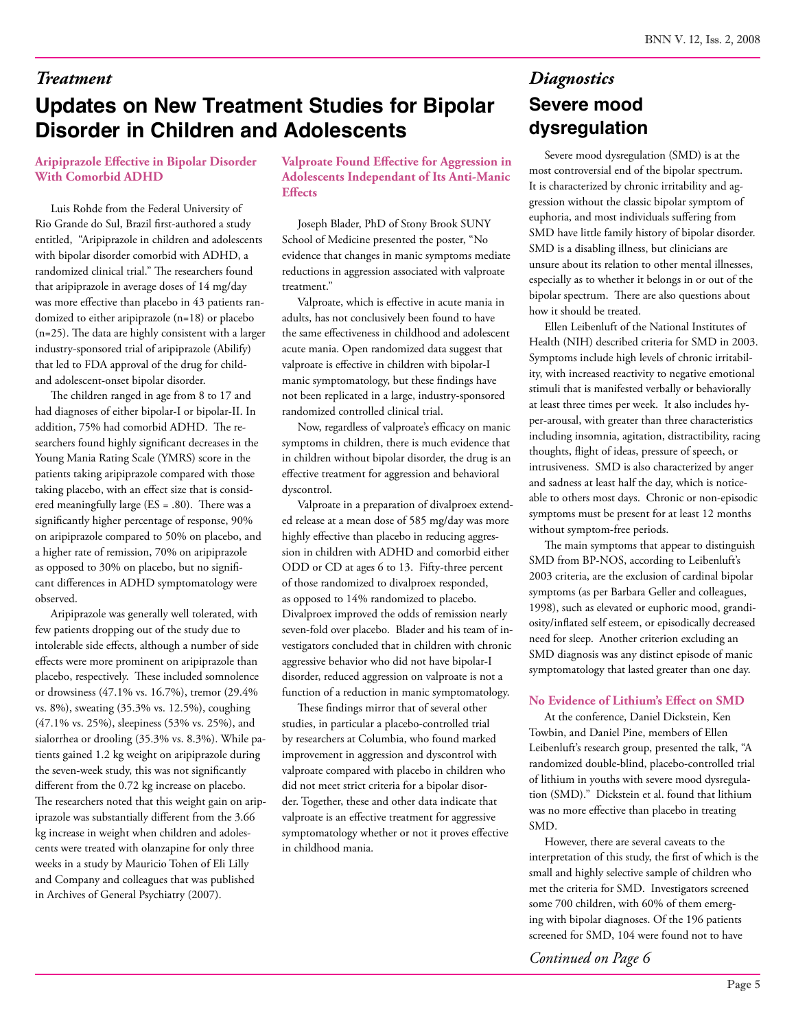## *Treatment*

# Updates on New Treatment Studies for Bipolar Disorder in Children and Adolescents

### Aripiprazole Effective in Bipolar Disorder With Comorbid ADHD

Luis Rohde from the Federal University of Rio Grande do Sul, Brazil first-authored a study entitled, "Aripiprazole in children and adolescents with bipolar disorder comorbid with ADHD, a randomized clinical trial." The researchers found that aripiprazole in average doses of 14 mg/day was more effective than placebo in 43 patients randomized to either aripiprazole (n=18) or placebo (n=25). The data are highly consistent with a larger industry-sponsored trial of aripiprazole (Abilify) that led to FDA approval of the drug for child- and adolescent-onset bipolar disorder.

The children ranged in age from 8 to 17 and had diagnoses of either bipolar-I or bipolar-II. In addition, 75% had comorbid ADHD. The researchers found highly significant decreases in the Young Mania Rating Scale (YMRS) score in the patients taking aripiprazole compared with those taking placebo, with an effect size that is considered meaningfully large (ES = .80). There was a significantly higher percentage of response, 90% on aripiprazole compared to 50% on placebo, and a higher rate of remission, 70% on aripiprazole as opposed to 30% on placebo, but no significant differences in ADHD symptomatology were observed.

Aripiprazole was generally well tolerated, with few patients dropping out of the study due to intolerable side effects, although a number of side effects were more prominent on aripiprazole than placebo, respectively. These included somnolence or drowsiness (47.1% vs. 16.7%), tremor (29.4% vs. 8%), sweating (35.3% vs. 12.5%), coughing (47.1% vs. 25%), sleepiness (53% vs. 25%), and sialorrhea or drooling (35.3% vs. 8.3%). While patients gained 1.2 kg weight on aripiprazole during the seven-week study, this was not significantly different from the 0.72 kg increase on placebo. The researchers noted that this weight gain on aripiprazole was substantially different from the 3.66 kg increase in weight when children and adolescents were treated with olanzapine for only three weeks in a study by Mauricio Tohen of Eli Lilly and Company and colleagues that was published in Archives of General Psychiatry (2007).

### Valproate Found Effective for Aggression in Adolescents Independant of Its Anti-Manic Effects

Joseph Blader, PhD of Stony Brook SUNY School of Medicine presented the poster, "No evidence that changes in manic symptoms mediate reductions in aggression associated with valproate treatment."

Valproate, which is effective in acute mania in adults, has not conclusively been found to have the same effectiveness in childhood and adolescent acute mania. Open randomized data suggest that valproate is effective in children with bipolar-I manic symptomatology, but these findings have not been replicated in a large, industry-sponsored randomized controlled clinical trial.

Now, regardless of valproate's efficacy on manic symptoms in children, there is much evidence that in children without bipolar disorder, the drug is an effective treatment for aggression and behavioral dyscontrol.

Valproate in a preparation of divalproex extended release at a mean dose of 585 mg/day was more highly effective than placebo in reducing aggression in children with ADHD and comorbid either ODD or CD at ages 6 to 13. Fifty-three percent of those randomized to divalproex responded, as opposed to 14% randomized to placebo. Divalproex improved the odds of remission nearly seven-fold over placebo. Blader and his team of investigators concluded that in children with chronic aggressive behavior who did not have bipolar-I disorder, reduced aggression on valproate is not a function of a reduction in manic symptomatology.

These findings mirror that of several other studies, in particular a placebo-controlled trial by researchers at Columbia, who found marked improvement in aggression and dyscontrol with valproate compared with placebo in children who did not meet strict criteria for a bipolar disorder. Together, these and other data indicate that valproate is an effective treatment for aggressive symptomatology whether or not it proves effective in childhood mania.

## *Diagnostics*

# Severe mood dysregulation

Severe mood dysregulation (SMD) is at the most controversial end of the bipolar spectrum. It is characterized by chronic irritability and aggression without the classic bipolar symptom of euphoria, and most individuals suffering from SMD have little family history of bipolar disorder. SMD is a disabling illness, but clinicians are unsure about its relation to other mental illnesses, especially as to whether it belongs in or out of the bipolar spectrum. There are also questions about how it should be treated.

Ellen Leibenluft of the National Institutes of Health (NIH) described criteria for SMD in 2003. Symptoms include high levels of chronic irritability, with increased reactivity to negative emotional stimuli that is manifested verbally or behaviorally at least three times per week. It also includes hyper-arousal, with greater than three characteristics including insomnia, agitation, distractibility, racing thoughts, flight of ideas, pressure of speech, or intrusiveness. SMD is also characterized by anger and sadness at least half the day, which is noticeable to others most days. Chronic or non-episodic symptoms must be present for at least 12 months without symptom-free periods.

The main symptoms that appear to distinguish SMD from BP-NOS, according to Leibenluft's 2003 criteria, are the exclusion of cardinal bipolar symptoms (as per Barbara Geller and colleagues, 1998), such as elevated or euphoric mood, grandiosity/inflated self esteem, or episodically decreased need for sleep. Another criterion excluding an SMD diagnosis was any distinct episode of manic symptomatology that lasted greater than one day.

### No Evidence of Lithium's Effect on SMD

At the conference, Daniel Dickstein, Ken Towbin, and Daniel Pine, members of Ellen Leibenluft's research group, presented the talk, "A randomized double-blind, placebo-controlled trial of lithium in youths with severe mood dysregulation (SMD)." Dickstein et al. found that lithium was no more effective than placebo in treating SMD.

However, there are several caveats to the interpretation of this study, the first of which is the small and highly selective sample of children who met the criteria for SMD. Investigators screened some 700 children, with 60% of them emerging with bipolar diagnoses. Of the 196 patients screened for SMD, 104 were found not to have

*Continued on Page 6*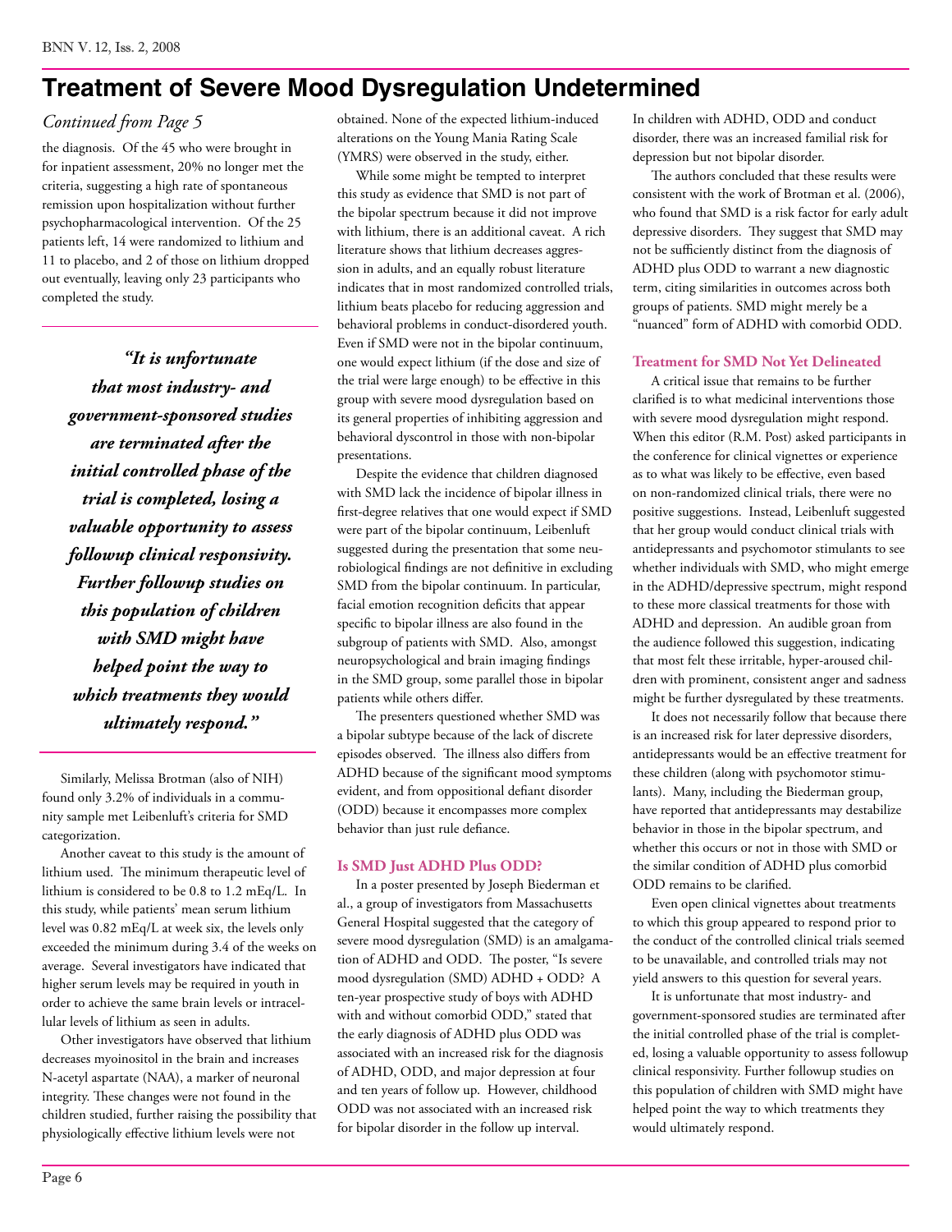# Treatment of Severe Mood Dysregulation Undetermined

*Continued from Page 5*

the diagnosis. Of the 45 who were brought in for inpatient assessment, 20% no longer met the criteria, suggesting a high rate of spontaneous remission upon hospitalization without further psychopharmacological intervention. Of the 25 patients left, 14 were randomized to lithium and 11 to placebo, and 2 of those on lithium dropped out eventually, leaving only 23 participants who completed the study.

> ***"It is unfortunate that most industry- and government-sponsored studies are terminated after the initial controlled phase of the trial is completed, losing a valuable opportunity to assess followup clinical responsivity. Further followup studies on this population of children with SMD might have helped point the way to which treatments they would ultimately respond."***

Similarly, Melissa Brotman (also of NIH) found only 3.2% of individuals in a community sample met Leibenluft's criteria for SMD categorization.

Another caveat to this study is the amount of lithium used. The minimum therapeutic level of lithium is considered to be 0.8 to 1.2 mEq/L. In this study, while patients' mean serum lithium level was 0.82 mEq/L at week six, the levels only exceeded the minimum during 3.4 of the weeks on average. Several investigators have indicated that higher serum levels may be required in youth in order to achieve the same brain levels or intracellular levels of lithium as seen in adults.

Other investigators have observed that lithium decreases myoinositol in the brain and increases N-acetyl aspartate (NAA), a marker of neuronal integrity. These changes were not found in the children studied, further raising the possibility that physiologically effective lithium levels were not obtained. None of the expected lithium-induced alterations on the Young Mania Rating Scale (YMRS) were observed in the study, either.

While some might be tempted to interpret this study as evidence that SMD is not part of the bipolar spectrum because it did not improve with lithium, there is an additional caveat. A rich literature shows that lithium decreases aggression in adults, and an equally robust literature indicates that in most randomized controlled trials, lithium beats placebo for reducing aggression and behavioral problems in conduct-disordered youth. Even if SMD were not in the bipolar continuum, one would expect lithium (if the dose and size of the trial were large enough) to be effective in this group with severe mood dysregulation based on its general properties of inhibiting aggression and behavioral dyscontrol in those with non-bipolar presentations.

Despite the evidence that children diagnosed with SMD lack the incidence of bipolar illness in first-degree relatives that one would expect if SMD were part of the bipolar continuum, Leibenluft suggested during the presentation that some neurobiological findings are not definitive in excluding SMD from the bipolar continuum. In particular, facial emotion recognition deficits that appear specific to bipolar illness are also found in the subgroup of patients with SMD. Also, amongst neuropsychological and brain imaging findings in the SMD group, some parallel those in bipolar patients while others differ.

The presenters questioned whether SMD was a bipolar subtype because of the lack of discrete episodes observed. The illness also differs from ADHD because of the significant mood symptoms evident, and from oppositional defiant disorder (ODD) because it encompasses more complex behavior than just rule defiance.

### Is SMD Just ADHD Plus ODD?

In a poster presented by Joseph Biederman et al., a group of investigators from Massachusetts General Hospital suggested that the category of severe mood dysregulation (SMD) is an amalgamation of ADHD and ODD. The poster, "Is severe mood dysregulation (SMD) ADHD + ODD? A ten-year prospective study of boys with ADHD with and without comorbid ODD," stated that the early diagnosis of ADHD plus ODD was associated with an increased risk for the diagnosis of ADHD, ODD, and major depression at four and ten years of follow up. However, childhood ODD was not associated with an increased risk for bipolar disorder in the follow up interval. In children with ADHD, ODD and conduct disorder, there was an increased familial risk for depression but not bipolar disorder.

The authors concluded that these results were consistent with the work of Brotman et al. (2006), who found that SMD is a risk factor for early adult depressive disorders. They suggest that SMD may not be sufficiently distinct from the diagnosis of ADHD plus ODD to warrant a new diagnostic term, citing similarities in outcomes across both groups of patients. SMD might merely be a "nuanced" form of ADHD with comorbid ODD.

### Treatment for SMD Not Yet Delineated

A critical issue that remains to be further clarified is to what medicinal interventions those with severe mood dysregulation might respond. When this editor (R.M. Post) asked participants in the conference for clinical vignettes or experience as to what was likely to be effective, even based on non-randomized clinical trials, there were no positive suggestions. Instead, Leibenluft suggested that her group would conduct clinical trials with antidepressants and psychomotor stimulants to see whether individuals with SMD, who might emerge in the ADHD/depressive spectrum, might respond to these more classical treatments for those with ADHD and depression. An audible groan from the audience followed this suggestion, indicating that most felt these irritable, hyper-aroused children with prominent, consistent anger and sadness might be further dysregulated by these treatments.

It does not necessarily follow that because there is an increased risk for later depressive disorders, antidepressants would be an effective treatment for these children (along with psychomotor stimulants). Many, including the Biederman group, have reported that antidepressants may destabilize behavior in those in the bipolar spectrum, and whether this occurs or not in those with SMD or the similar condition of ADHD plus comorbid ODD remains to be clarified.

Even open clinical vignettes about treatments to which this group appeared to respond prior to the conduct of the controlled clinical trials seemed to be unavailable, and controlled trials may not yield answers to this question for several years.

It is unfortunate that most industry- and government-sponsored studies are terminated after the initial controlled phase of the trial is completed, losing a valuable opportunity to assess followup clinical responsivity. Further followup studies on this population of children with SMD might have helped point the way to which treatments they would ultimately respond.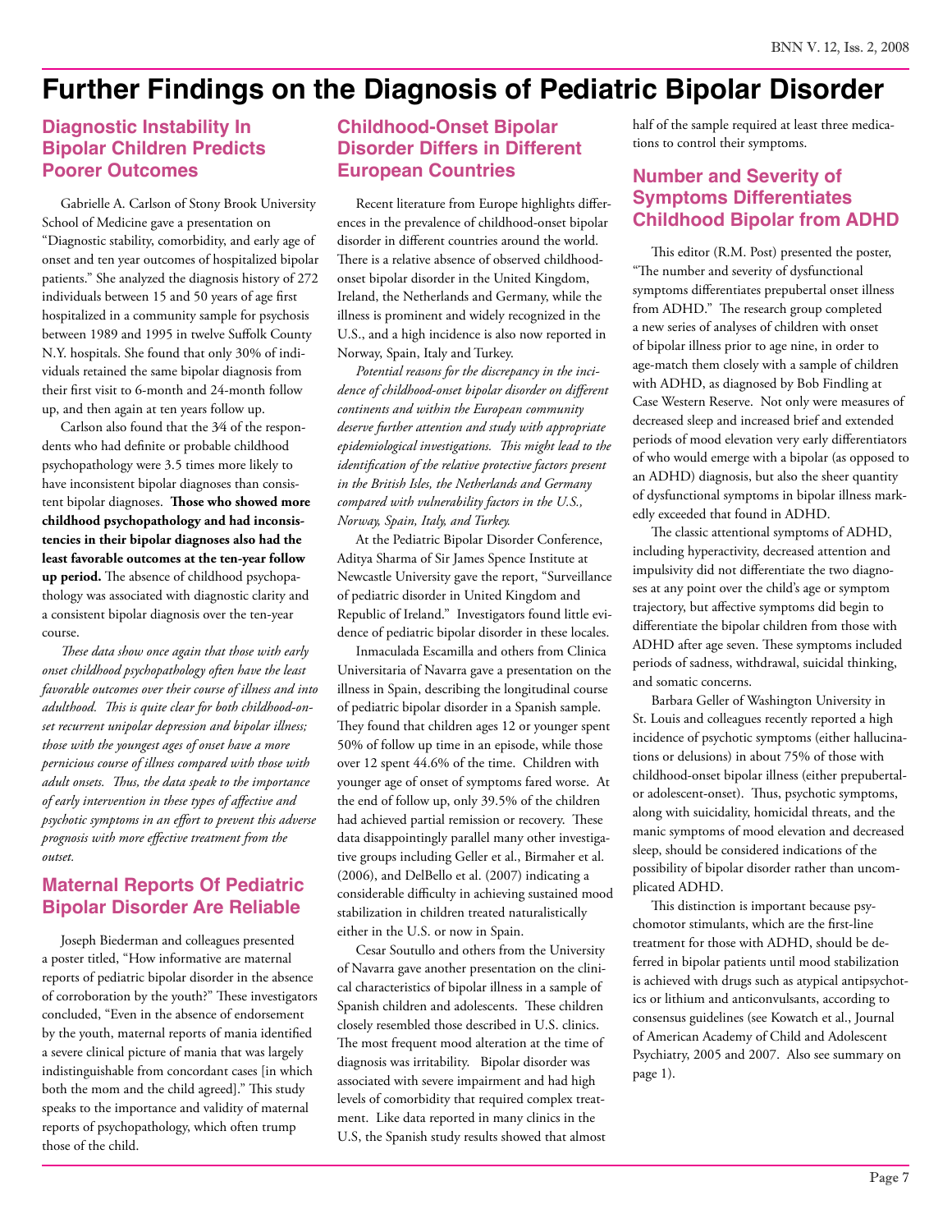# Further Findings on the Diagnosis of Pediatric Bipolar Disorder

## Diagnostic Instability In Bipolar Children Predicts Poorer Outcomes

Gabrielle A. Carlson of Stony Brook University School of Medicine gave a presentation on "Diagnostic stability, comorbidity, and early age of onset and ten year outcomes of hospitalized bipolar patients." She analyzed the diagnosis history of 272 individuals between 15 and 50 years of age first hospitalized in a community sample for psychosis between 1989 and 1995 in twelve Suffolk County N.Y. hospitals. She found that only 30% of individuals retained the same bipolar diagnosis from their first visit to 6-month and 24-month follow up, and then again at ten years follow up.

Carlson also found that the 3⁄4 of the respondents who had definite or probable childhood psychopathology were 3.5 times more likely to have inconsistent bipolar diagnoses than consistent bipolar diagnoses. **Those who showed more childhood psychopathology and had inconsistencies in their bipolar diagnoses also had the least favorable outcomes at the ten-year follow up period.** The absence of childhood psychopathology was associated with diagnostic clarity and a consistent bipolar diagnosis over the ten-year course.

*These data show once again that those with early onset childhood psychopathology often have the least favorable outcomes over their course of illness and into adulthood. This is quite clear for both childhood-onset recurrent unipolar depression and bipolar illness; those with the youngest ages of onset have a more pernicious course of illness compared with those with adult onsets. Thus, the data speak to the importance of early intervention in these types of affective and psychotic symptoms in an effort to prevent this adverse prognosis with more effective treatment from the outset.*

## Maternal Reports Of Pediatric Bipolar Disorder Are Reliable

Joseph Biederman and colleagues presented a poster titled, "How informative are maternal reports of pediatric bipolar disorder in the absence of corroboration by the youth?" These investigators concluded, "Even in the absence of endorsement by the youth, maternal reports of mania identified a severe clinical picture of mania that was largely indistinguishable from concordant cases [in which both the mom and the child agreed]." This study speaks to the importance and validity of maternal reports of psychopathology, which often trump those of the child.

## Childhood-Onset Bipolar Disorder Differs in Different European Countries

Recent literature from Europe highlights differences in the prevalence of childhood-onset bipolar disorder in different countries around the world. There is a relative absence of observed childhood-onset bipolar disorder in the United Kingdom, Ireland, the Netherlands and Germany, while the illness is prominent and widely recognized in the U.S., and a high incidence is also now reported in Norway, Spain, Italy and Turkey.

*Potential reasons for the discrepancy in the incidence of childhood-onset bipolar disorder on different continents and within the European community deserve further attention and study with appropriate epidemiological investigations. This might lead to the identification of the relative protective factors present in the British Isles, the Netherlands and Germany compared with vulnerability factors in the U.S., Norway, Spain, Italy, and Turkey.*

At the Pediatric Bipolar Disorder Conference, Aditya Sharma of Sir James Spence Institute at Newcastle University gave the report, "Surveillance of pediatric disorder in United Kingdom and Republic of Ireland." Investigators found little evidence of pediatric bipolar disorder in these locales.

Inmaculada Escamilla and others from Clinica Universitaria of Navarra gave a presentation on the illness in Spain, describing the longitudinal course of pediatric bipolar disorder in a Spanish sample. They found that children ages 12 or younger spent 50% of follow up time in an episode, while those over 12 spent 44.6% of the time. Children with younger age of onset of symptoms fared worse. At the end of follow up, only 39.5% of the children had achieved partial remission or recovery. These data disappointingly parallel many other investigative groups including Geller et al., Birmaher et al. (2006), and DelBello et al. (2007) indicating a considerable difficulty in achieving sustained mood stabilization in children treated naturalistically either in the U.S. or now in Spain.

Cesar Soutullo and others from the University of Navarra gave another presentation on the clinical characteristics of bipolar illness in a sample of Spanish children and adolescents. These children closely resembled those described in U.S. clinics. The most frequent mood alteration at the time of diagnosis was irritability. Bipolar disorder was associated with severe impairment and had high levels of comorbidity that required complex treatment. Like data reported in many clinics in the U.S, the Spanish study results showed that almost half of the sample required at least three medications to control their symptoms.

## Number and Severity of Symptoms Differentiates Childhood Bipolar from ADHD

This editor (R.M. Post) presented the poster, "The number and severity of dysfunctional symptoms differentiates prepubertal onset illness from ADHD." The research group completed a new series of analyses of children with onset of bipolar illness prior to age nine, in order to age-match them closely with a sample of children with ADHD, as diagnosed by Bob Findling at Case Western Reserve. Not only were measures of decreased sleep and increased brief and extended periods of mood elevation very early differentiators of who would emerge with a bipolar (as opposed to an ADHD) diagnosis, but also the sheer quantity of dysfunctional symptoms in bipolar illness markedly exceeded that found in ADHD.

The classic attentional symptoms of ADHD, including hyperactivity, decreased attention and impulsivity did not differentiate the two diagnoses at any point over the child's age or symptom trajectory, but affective symptoms did begin to differentiate the bipolar children from those with ADHD after age seven. These symptoms included periods of sadness, withdrawal, suicidal thinking, and somatic concerns.

Barbara Geller of Washington University in St. Louis and colleagues recently reported a high incidence of psychotic symptoms (either hallucinations or delusions) in about 75% of those with childhood-onset bipolar illness (either prepubertal- or adolescent-onset). Thus, psychotic symptoms, along with suicidality, homicidal threats, and the manic symptoms of mood elevation and decreased sleep, should be considered indications of the possibility of bipolar disorder rather than uncomplicated ADHD.

This distinction is important because psychomotor stimulants, which are the first-line treatment for those with ADHD, should be deferred in bipolar patients until mood stabilization is achieved with drugs such as atypical antipsychotics or lithium and anticonvulsants, according to consensus guidelines (see Kowatch et al., Journal of American Academy of Child and Adolescent Psychiatry, 2005 and 2007. Also see summary on page 1).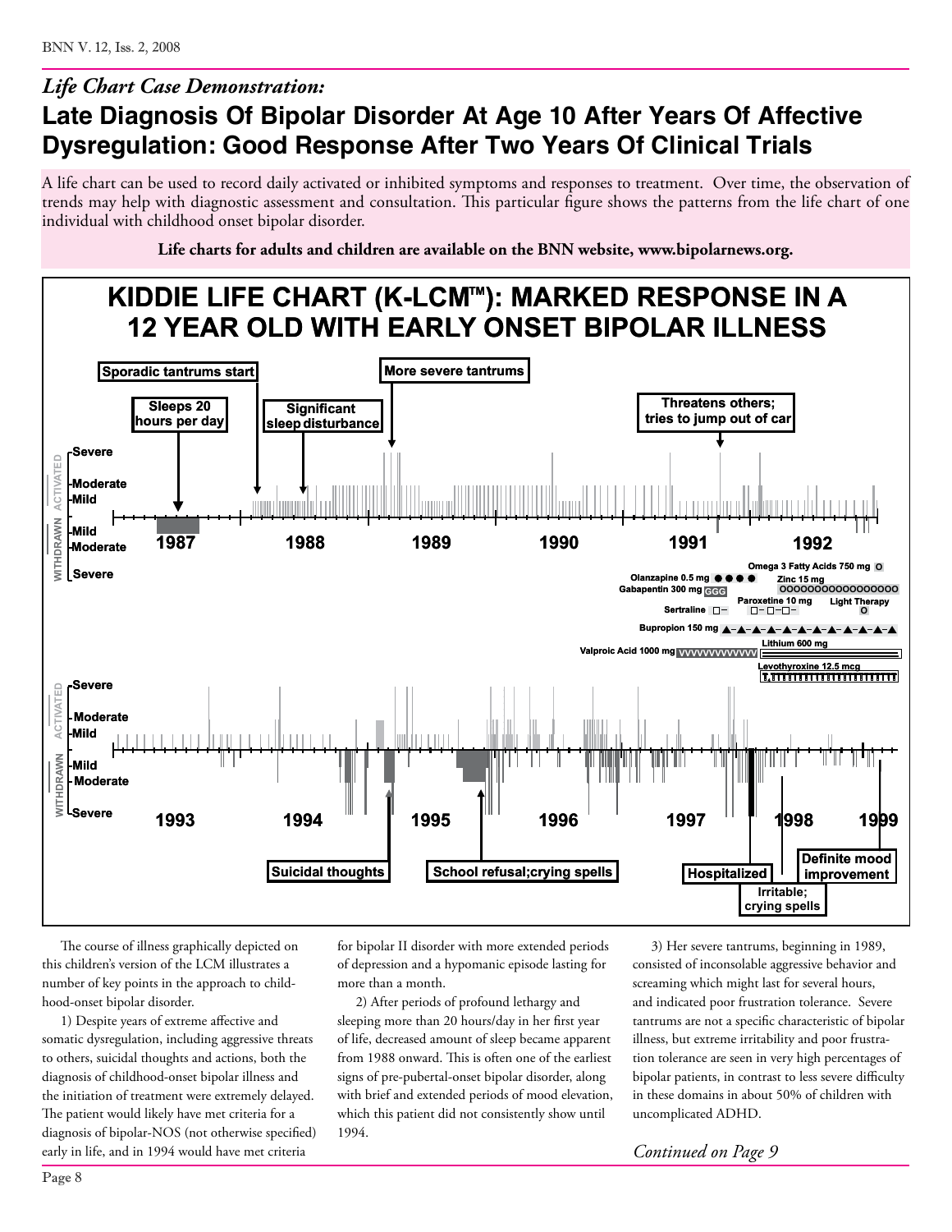*Life Chart Case Demonstration:*

# Late Diagnosis Of Bipolar Disorder At Age 10 After Years Of Affective Dysregulation: Good Response After Two Years Of Clinical Trials

A life chart can be used to record daily activated or inhibited symptoms and responses to treatment. Over time, the observation of trends may help with diagnostic assessment and consultation. This particular figure shows the patterns from the life chart of one individual with childhood onset bipolar disorder.

**Life charts for adults and children are available on the BNN website, www.bipolarnews.org.**

## KIDDIE LIFE CHART (K-LCM™): MARKED RESPONSE IN A 12 YEAR OLD WITH EARLY ONSET BIPOLAR ILLNESS

Sporadic tantrums start | Sleeps 20 hours per day | Significant sleep disturbance | More severe tantrums | Threatens others; tries to jump out of car

ACTIVATED: Severe, Moderate, Mild — WITHDRAWN: Mild, Moderate, Severe

1987 | 1988 | 1989 | 1990 | 1991 | 1992

Omega 3 Fatty Acids 750 mg; Olanzapine 0.5 mg; Zinc 15 mg; Gabapentin 300 mg; Paroxetine 10 mg; Light Therapy; Sertraline; Bupropion 150 mg; Lithium 600 mg; Valproic Acid 1000 mg; Levothyroxine 12.5 mcg

1993 | 1994 | 1995 | 1996 | 1997 | 1998 | 1999

Suicidal thoughts | School refusal;crying spells | Hospitalized | Irritable; crying spells | Definite mood improvement

The course of illness graphically depicted on this children's version of the LCM illustrates a number of key points in the approach to childhood-onset bipolar disorder.

1) Despite years of extreme affective and somatic dysregulation, including aggressive threats to others, suicidal thoughts and actions, both the diagnosis of childhood-onset bipolar illness and the initiation of treatment were extremely delayed. The patient would likely have met criteria for a diagnosis of bipolar-NOS (not otherwise specified) early in life, and in 1994 would have met criteria for bipolar II disorder with more extended periods of depression and a hypomanic episode lasting for more than a month.

2) After periods of profound lethargy and sleeping more than 20 hours/day in her first year of life, decreased amount of sleep became apparent from 1988 onward. This is often one of the earliest signs of pre-pubertal-onset bipolar disorder, along with brief and extended periods of mood elevation, which this patient did not consistently show until 1994.

3) Her severe tantrums, beginning in 1989, consisted of inconsolable aggressive behavior and screaming which might last for several hours, and indicated poor frustration tolerance. Severe tantrums are not a specific characteristic of bipolar illness, but extreme irritability and poor frustration tolerance are seen in very high percentages of bipolar patients, in contrast to less severe difficulty in these domains in about 50% of children with uncomplicated ADHD.

*Continued on Page 9*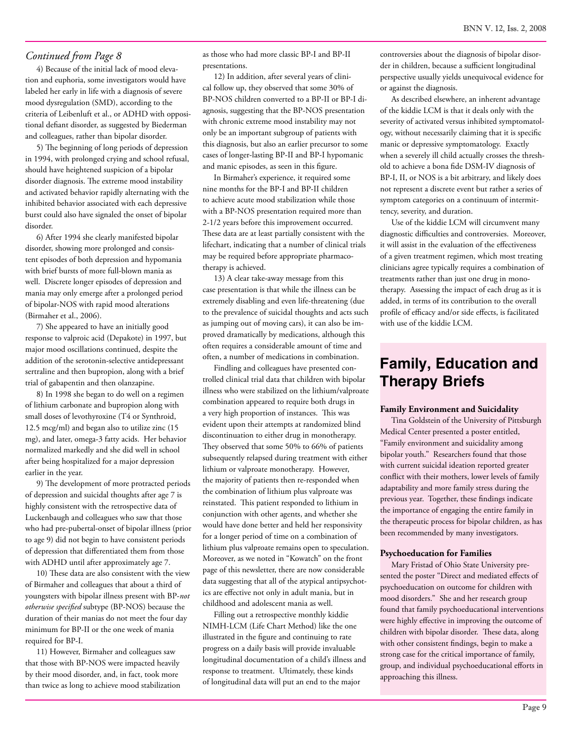*Continued from Page 8*

4) Because of the initial lack of mood elevation and euphoria, some investigators would have labeled her early in life with a diagnosis of severe mood dysregulation (SMD), according to the criteria of Leibenluft et al., or ADHD with oppositional defiant disorder, as suggested by Biederman and colleagues, rather than bipolar disorder.

5) The beginning of long periods of depression in 1994, with prolonged crying and school refusal, should have heightened suspicion of a bipolar disorder diagnosis. The extreme mood instability and activated behavior rapidly alternating with the inhibited behavior associated with each depressive burst could also have signaled the onset of bipolar disorder.

6) After 1994 she clearly manifested bipolar disorder, showing more prolonged and consistent episodes of both depression and hypomania with brief bursts of more full-blown mania as well. Discrete longer episodes of depression and mania may only emerge after a prolonged period of bipolar-NOS with rapid mood alterations (Birmaher et al., 2006).

7) She appeared to have an initially good response to valproic acid (Depakote) in 1997, but major mood oscillations continued, despite the addition of the serotonin-selective antidepressant sertraline and then bupropion, along with a brief trial of gabapentin and then olanzapine.

8) In 1998 she began to do well on a regimen of lithium carbonate and bupropion along with small doses of levothyroxine (T4 or Synthroid, 12.5 mcg/ml) and began also to utilize zinc (15 mg), and later, omega-3 fatty acids. Her behavior normalized markedly and she did well in school after being hospitalized for a major depression earlier in the year.

9) The development of more protracted periods of depression and suicidal thoughts after age 7 is highly consistent with the retrospective data of Luckenbaugh and colleagues who saw that those who had pre-pubertal-onset of bipolar illness (prior to age 9) did not begin to have consistent periods of depression that differentiated them from those with ADHD until after approximately age 7.

10) These data are also consistent with the view of Birmaher and colleagues that about a third of youngsters with bipolar illness present with BP-*not otherwise specified* subtype (BP-NOS) because the duration of their manias do not meet the four day minimum for BP-II or the one week of mania required for BP-I.

11) However, Birmaher and colleagues saw that those with BP-NOS were impacted heavily by their mood disorder, and, in fact, took more than twice as long to achieve mood stabilization as those who had more classic BP-I and BP-II presentations.

12) In addition, after several years of clinical follow up, they observed that some 30% of BP-NOS children converted to a BP-II or BP-I diagnosis, suggesting that the BP-NOS presentation with chronic extreme mood instability may not only be an important subgroup of patients with this diagnosis, but also an earlier precursor to some cases of longer-lasting BP-II and BP-I hypomanic and manic episodes, as seen in this figure.

In Birmaher's experience, it required some nine months for the BP-I and BP-II children to achieve acute mood stabilization while those with a BP-NOS presentation required more than 2-1/2 years before this improvement occurred. These data are at least partially consistent with the lifechart, indicating that a number of clinical trials may be required before appropriate pharmacotherapy is achieved.

13) A clear take-away message from this case presentation is that while the illness can be extremely disabling and even life-threatening (due to the prevalence of suicidal thoughts and acts such as jumping out of moving cars), it can also be improved dramatically by medications, although this often requires a considerable amount of time and often, a number of medications in combination.

Findling and colleagues have presented controlled clinical trial data that children with bipolar illness who were stabilized on the lithium/valproate combination appeared to require both drugs in a very high proportion of instances. This was evident upon their attempts at randomized blind discontinuation to either drug in monotherapy. They observed that some 50% to 66% of patients subsequently relapsed during treatment with either lithium or valproate monotherapy. However, the majority of patients then re-responded when the combination of lithium plus valproate was reinstated. This patient responded to lithium in conjunction with other agents, and whether she would have done better and held her responsivity for a longer period of time on a combination of lithium plus valproate remains open to speculation. Moreover, as we noted in "Kowatch" on the front page of this newsletter, there are now considerable data suggesting that all of the atypical antipsychotics are effective not only in adult mania, but in childhood and adolescent mania as well.

Filling out a retrospective monthly kiddie NIMH-LCM (Life Chart Method) like the one illustrated in the figure and continuing to rate progress on a daily basis will provide invaluable longitudinal documentation of a child's illness and response to treatment. Ultimately, these kinds of longitudinal data will put an end to the major controversies about the diagnosis of bipolar disorder in children, because a sufficient longitudinal perspective usually yields unequivocal evidence for or against the diagnosis.

As described elsewhere, an inherent advantage of the kiddie LCM is that it deals only with the severity of activated versus inhibited symptomatology, without necessarily claiming that it is specific manic or depressive symptomatology. Exactly when a severely ill child actually crosses the threshold to achieve a bona fide DSM-IV diagnosis of BP-I, II, or NOS is a bit arbitrary, and likely does not represent a discrete event but rather a series of symptom categories on a continuum of intermittency, severity, and duration.

Use of the kiddie LCM will circumvent many diagnostic difficulties and controversies. Moreover, it will assist in the evaluation of the effectiveness of a given treatment regimen, which most treating clinicians agree typically requires a combination of treatments rather than just one drug in monotherapy. Assessing the impact of each drug as it is added, in terms of its contribution to the overall profile of efficacy and/or side effects, is facilitated with use of the kiddie LCM.

# Family, Education and Therapy Briefs

### Family Environment and Suicidality

Tina Goldstein of the University of Pittsburgh Medical Center presented a poster entitled, "Family environment and suicidality among bipolar youth." Researchers found that those with current suicidal ideation reported greater conflict with their mothers, lower levels of family adaptability and more family stress during the previous year. Together, these findings indicate the importance of engaging the entire family in the therapeutic process for bipolar children, as has been recommended by many investigators.

### Psychoeducation for Families

Mary Fristad of Ohio State University presented the poster "Direct and mediated effects of psychoeducation on outcome for children with mood disorders." She and her research group found that family psychoeducational interventions were highly effective in improving the outcome of children with bipolar disorder. These data, along with other consistent findings, begin to make a strong case for the critical importance of family, group, and individual psychoeducational efforts in approaching this illness.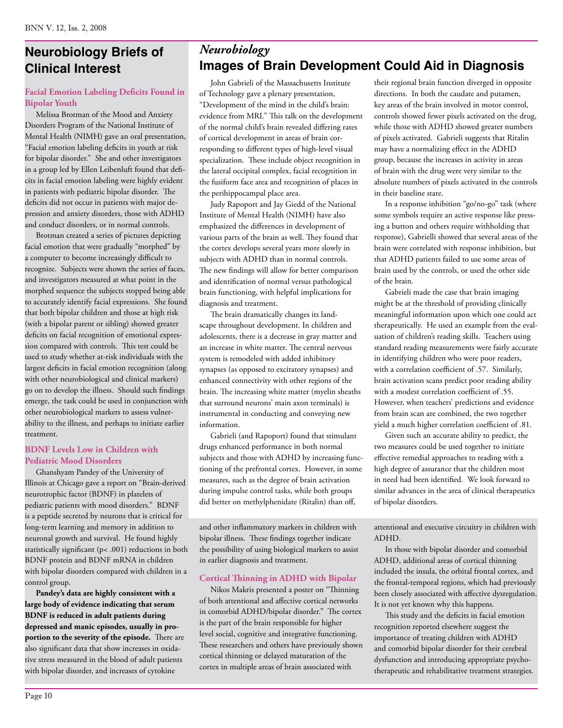# Neurobiology Briefs of Clinical Interest

### Facial Emotion Labeling Deficits Found in Bipolar Youth

Melissa Brotman of the Mood and Anxiety Disorders Program of the National Institute of Mental Health (NIMH) gave an oral presentation, "Facial emotion labeling deficits in youth at risk for bipolar disorder." She and other investigators in a group led by Ellen Leibenluft found that deficits in facial emotion labeling were highly evident in patients with pediatric bipolar disorder. The deficits did not occur in patients with major depression and anxiety disorders, those with ADHD and conduct disorders, or in normal controls.

Brotman created a series of pictures depicting facial emotion that were gradually "morphed" by a computer to become increasingly difficult to recognize. Subjects were shown the series of faces, and investigators measured at what point in the morphed sequence the subjects stopped being able to accurately identify facial expressions. She found that both bipolar children and those at high risk (with a bipolar parent or sibling) showed greater deficits on facial recognition of emotional expression compared with controls. This test could be used to study whether at-risk individuals with the largest deficits in facial emotion recognition (along with other neurobiological and clinical markers) go on to develop the illness. Should such findings emerge, the task could be used in conjunction with other neurobiological markers to assess vulnerability to the illness, and perhaps to initiate earlier treatment.

### BDNF Levels Low in Children with Pediatric Mood Disorders

Ghanshyam Pandey of the University of Illinois at Chicago gave a report on "Brain-derived neurotrophic factor (BDNF) in platelets of pediatric patients with mood disorders." BDNF is a peptide secreted by neurons that is critical for long-term learning and memory in addition to neuronal growth and survival. He found highly statistically significant ($p < .001$) reductions in both BDNF protein and BDNF mRNA in children with bipolar disorders compared with children in a control group.

**Pandey's data are highly consistent with a large body of evidence indicating that serum BDNF is reduced in adult patients during depressed and manic episodes, usually in proportion to the severity of the episode.** There are also significant data that show increases in oxidative stress measured in the blood of adult patients with bipolar disorder, and increases of cytokine and other inflammatory markers in children with bipolar illness. These findings together indicate the possibility of using biological markers to assist in earlier diagnosis and treatment.

### Cortical Thinning in ADHD with Bipolar

Nikos Makris presented a poster on "Thinning of both attentional and affective cortical networks in comorbid ADHD/bipolar disorder." The cortex is the part of the brain responsible for higher level social, cognitive and integrative functioning. These researchers and others have previously shown cortical thinning or delayed maturation of the cortex in multiple areas of brain associated with attentional and executive circuitry in children with ADHD.

In those with bipolar disorder and comorbid ADHD, additional areas of cortical thinning included the insula, the orbital frontal cortex, and the frontal-temporal regions, which had previously been closely associated with affective dysregulation. It is not yet known why this happens.

This study and the deficits in facial emotion recognition reported elsewhere suggest the importance of treating children with ADHD and comorbid bipolar disorder for their cerebral dysfunction and introducing appropriate psychotherapeutic and rehabilitative treatment strategies.

*Neurobiology*

# Images of Brain Development Could Aid in Diagnosis

John Gabrieli of the Massachusetts Institute of Technology gave a plenary presentation, "Development of the mind in the child's brain: evidence from MRI." This talk on the development of the normal child's brain revealed differing rates of cortical development in areas of brain corresponding to different types of high-level visual specialization. These include object recognition in the lateral occipital complex, facial recognition in the fusiform face area and recognition of places in the perihippocampal place area.

Judy Rapoport and Jay Giedd of the National Institute of Mental Health (NIMH) have also emphasized the differences in development of various parts of the brain as well. They found that the cortex develops several years more slowly in subjects with ADHD than in normal controls. The new findings will allow for better comparison and identification of normal versus pathological brain functioning, with helpful implications for diagnosis and treatment.

The brain dramatically changes its landscape throughout development. In children and adolescents, there is a decrease in gray matter and an increase in white matter. The central nervous system is remodeled with added inhibitory synapses (as opposed to excitatory synapses) and enhanced connectivity with other regions of the brain. The increasing white matter (myelin sheaths that surround neurons' main axon terminals) is instrumental in conducting and conveying new information.

Gabrieli (and Rapoport) found that stimulant drugs enhanced performance in both normal subjects and those with ADHD by increasing functioning of the prefrontal cortex. However, in some measures, such as the degree of brain activation during impulse control tasks, while both groups did better on methylphenidate (Ritalin) than off, their regional brain function diverged in opposite directions. In both the caudate and putamen, key areas of the brain involved in motor control, controls showed fewer pixels activated on the drug, while those with ADHD showed greater numbers of pixels activated. Gabrieli suggests that Ritalin may have a normalizing effect in the ADHD group, because the increases in activity in areas of brain with the drug were very similar to the absolute numbers of pixels activated in the controls in their baseline state.

In a response inhibition "go/no-go" task (where some symbols require an active response like pressing a button and others require withholding that response), Gabrielli showed that several areas of the brain were correlated with response inhibition, but that ADHD patients failed to use some areas of brain used by the controls, or used the other side of the brain.

Gabrieli made the case that brain imaging might be at the threshold of providing clinically meaningful information upon which one could act therapeutically. He used an example from the evaluation of children's reading skills. Teachers using standard reading measurements were fairly accurate in identifying children who were poor readers, with a correlation coefficient of .57. Similarly, brain activation scans predict poor reading ability with a modest correlation coefficient of .55. However, when teachers' predictions and evidence from brain scan are combined, the two together yield a much higher correlation coefficient of .81.

Given such an accurate ability to predict, the two measures could be used together to initiate effective remedial approaches to reading with a high degree of assurance that the children most in need had been identified. We look forward to similar advances in the area of clinical therapeutics of bipolar disorders.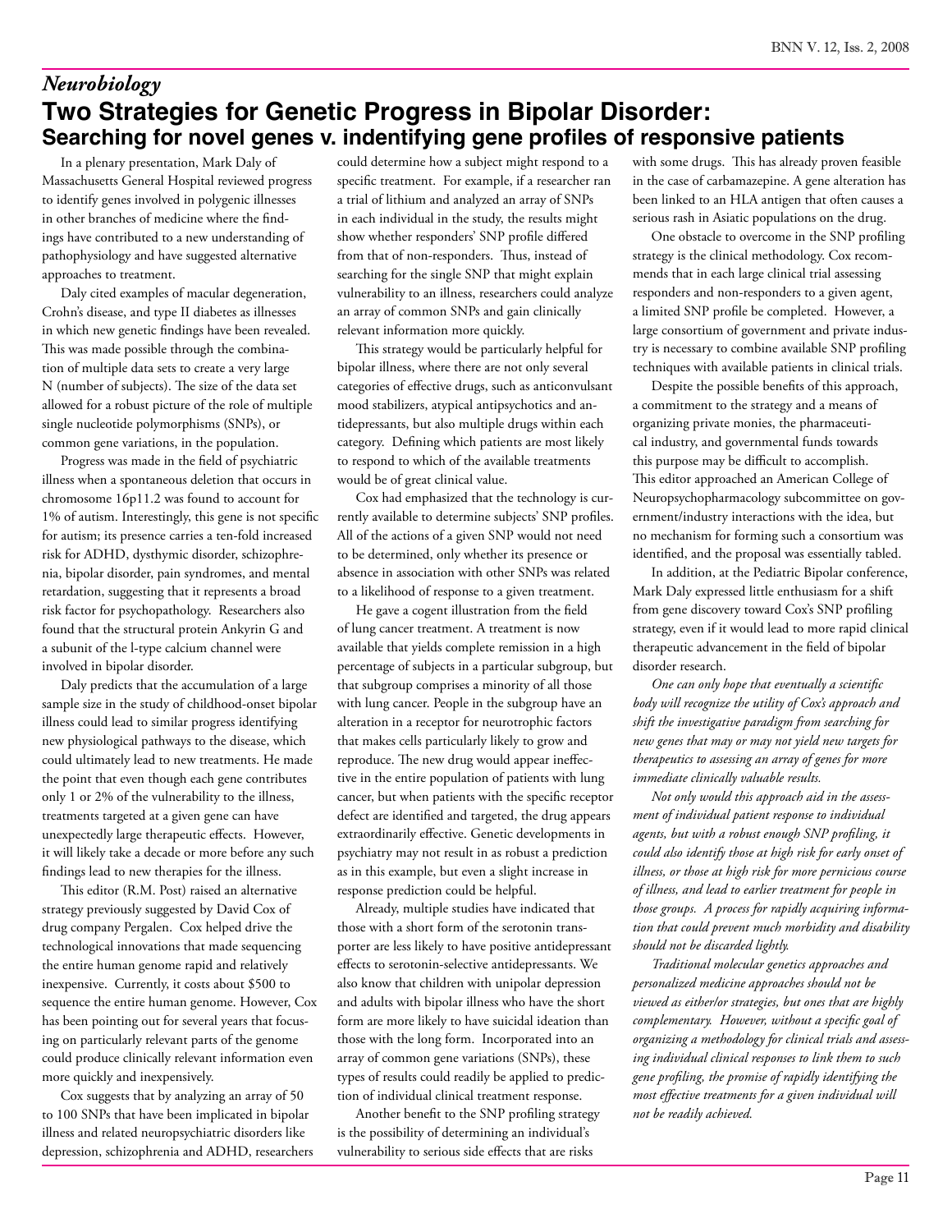## *Neurobiology*

# Two Strategies for Genetic Progress in Bipolar Disorder:

## Searching for novel genes v. indentifying gene profiles of responsive patients

In a plenary presentation, Mark Daly of Massachusetts General Hospital reviewed progress to identify genes involved in polygenic illnesses in other branches of medicine where the findings have contributed to a new understanding of pathophysiology and have suggested alternative approaches to treatment.

Daly cited examples of macular degeneration, Crohn's disease, and type II diabetes as illnesses in which new genetic findings have been revealed. This was made possible through the combination of multiple data sets to create a very large N (number of subjects). The size of the data set allowed for a robust picture of the role of multiple single nucleotide polymorphisms (SNPs), or common gene variations, in the population.

Progress was made in the field of psychiatric illness when a spontaneous deletion that occurs in chromosome 16p11.2 was found to account for 1% of autism. Interestingly, this gene is not specific for autism; its presence carries a ten-fold increased risk for ADHD, dysthymic disorder, schizophrenia, bipolar disorder, pain syndromes, and mental retardation, suggesting that it represents a broad risk factor for psychopathology. Researchers also found that the structural protein Ankyrin G and a subunit of the l-type calcium channel were involved in bipolar disorder.

Daly predicts that the accumulation of a large sample size in the study of childhood-onset bipolar illness could lead to similar progress identifying new physiological pathways to the disease, which could ultimately lead to new treatments. He made the point that even though each gene contributes only 1 or 2% of the vulnerability to the illness, treatments targeted at a given gene can have unexpectedly large therapeutic effects. However, it will likely take a decade or more before any such findings lead to new therapies for the illness.

This editor (R.M. Post) raised an alternative strategy previously suggested by David Cox of drug company Pergalen. Cox helped drive the technological innovations that made sequencing the entire human genome rapid and relatively inexpensive. Currently, it costs about $500 to sequence the entire human genome. However, Cox has been pointing out for several years that focusing on particularly relevant parts of the genome could produce clinically relevant information even more quickly and inexpensively.

Cox suggests that by analyzing an array of 50 to 100 SNPs that have been implicated in bipolar illness and related neuropsychiatric disorders like depression, schizophrenia and ADHD, researchers could determine how a subject might respond to a specific treatment. For example, if a researcher ran a trial of lithium and analyzed an array of SNPs in each individual in the study, the results might show whether responders' SNP profile differed from that of non-responders. Thus, instead of searching for the single SNP that might explain vulnerability to an illness, researchers could analyze an array of common SNPs and gain clinically relevant information more quickly.

This strategy would be particularly helpful for bipolar illness, where there are not only several categories of effective drugs, such as anticonvulsant mood stabilizers, atypical antipsychotics and antidepressants, but also multiple drugs within each category. Defining which patients are most likely to respond to which of the available treatments would be of great clinical value.

Cox had emphasized that the technology is currently available to determine subjects' SNP profiles. All of the actions of a given SNP would not need to be determined, only whether its presence or absence in association with other SNPs was related to a likelihood of response to a given treatment.

He gave a cogent illustration from the field of lung cancer treatment. A treatment is now available that yields complete remission in a high percentage of subjects in a particular subgroup, but that subgroup comprises a minority of all those with lung cancer. People in the subgroup have an alteration in a receptor for neurotrophic factors that makes cells particularly likely to grow and reproduce. The new drug would appear ineffective in the entire population of patients with lung cancer, but when patients with the specific receptor defect are identified and targeted, the drug appears extraordinarily effective. Genetic developments in psychiatry may not result in as robust a prediction as in this example, but even a slight increase in response prediction could be helpful.

Already, multiple studies have indicated that those with a short form of the serotonin transporter are less likely to have positive antidepressant effects to serotonin-selective antidepressants. We also know that children with unipolar depression and adults with bipolar illness who have the short form are more likely to have suicidal ideation than those with the long form. Incorporated into an array of common gene variations (SNPs), these types of results could readily be applied to prediction of individual clinical treatment response.

Another benefit to the SNP profiling strategy is the possibility of determining an individual's vulnerability to serious side effects that are risks with some drugs. This has already proven feasible in the case of carbamazepine. A gene alteration has been linked to an HLA antigen that often causes a serious rash in Asiatic populations on the drug.

One obstacle to overcome in the SNP profiling strategy is the clinical methodology. Cox recommends that in each large clinical trial assessing responders and non-responders to a given agent, a limited SNP profile be completed. However, a large consortium of government and private industry is necessary to combine available SNP profiling techniques with available patients in clinical trials.

Despite the possible benefits of this approach, a commitment to the strategy and a means of organizing private monies, the pharmaceutical industry, and governmental funds towards this purpose may be difficult to accomplish. This editor approached an American College of Neuropsychopharmacology subcommittee on government/industry interactions with the idea, but no mechanism for forming such a consortium was identified, and the proposal was essentially tabled.

In addition, at the Pediatric Bipolar conference, Mark Daly expressed little enthusiasm for a shift from gene discovery toward Cox's SNP profiling strategy, even if it would lead to more rapid clinical therapeutic advancement in the field of bipolar disorder research.

*One can only hope that eventually a scientific body will recognize the utility of Cox's approach and shift the investigative paradigm from searching for new genes that may or may not yield new targets for therapeutics to assessing an array of genes for more immediate clinically valuable results.*

*Not only would this approach aid in the assessment of individual patient response to individual agents, but with a robust enough SNP profiling, it could also identify those at high risk for early onset of illness, or those at high risk for more pernicious course of illness, and lead to earlier treatment for people in those groups. A process for rapidly acquiring information that could prevent much morbidity and disability should not be discarded lightly.*

*Traditional molecular genetics approaches and personalized medicine approaches should not be viewed as either/or strategies, but ones that are highly complementary. However, without a specific goal of organizing a methodology for clinical trials and assessing individual clinical responses to link them to such gene profiling, the promise of rapidly identifying the most effective treatments for a given individual will not be readily achieved.*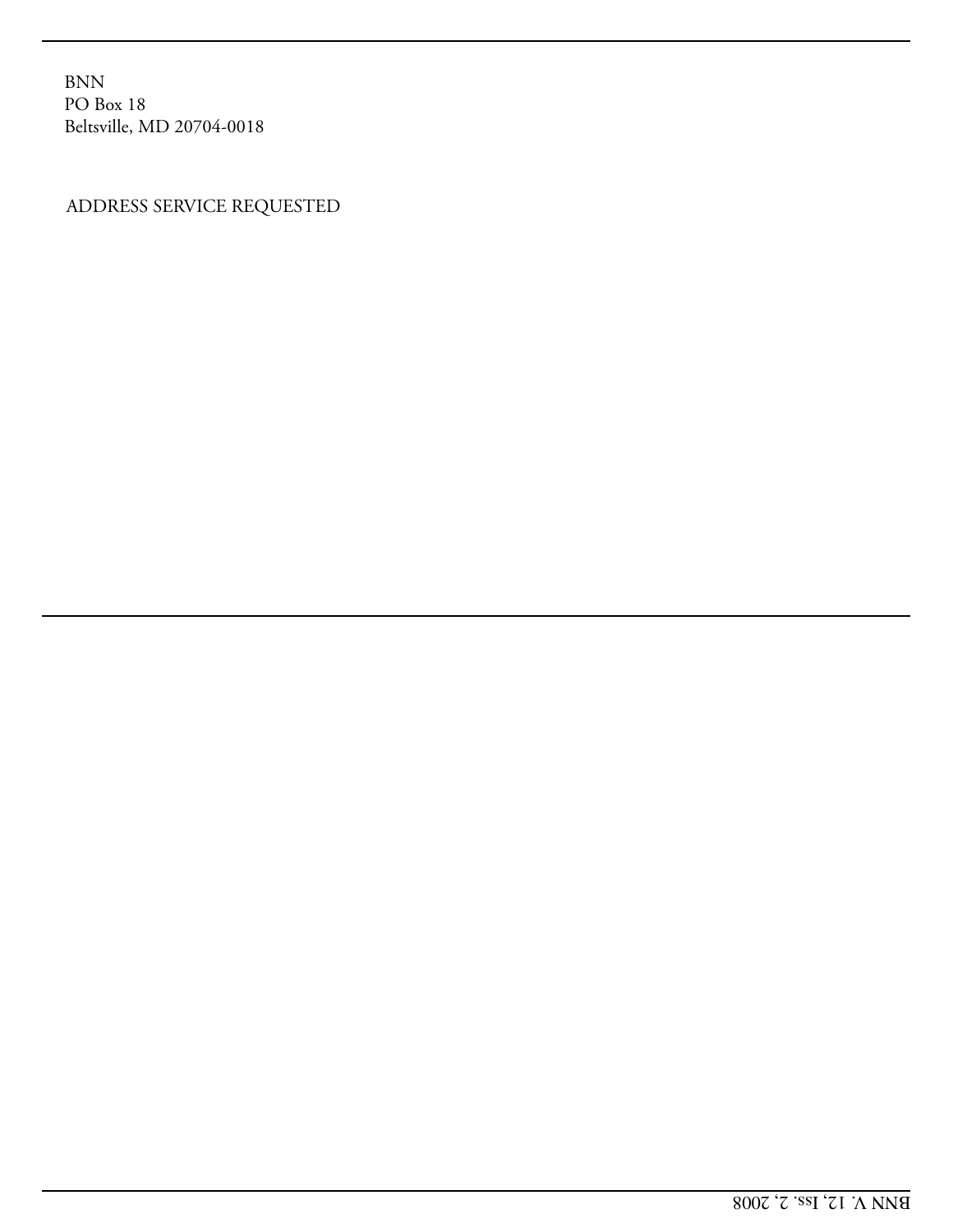BNN
PO Box 18
Beltsville, MD 20704-0018

ADDRESS SERVICE REQUESTED